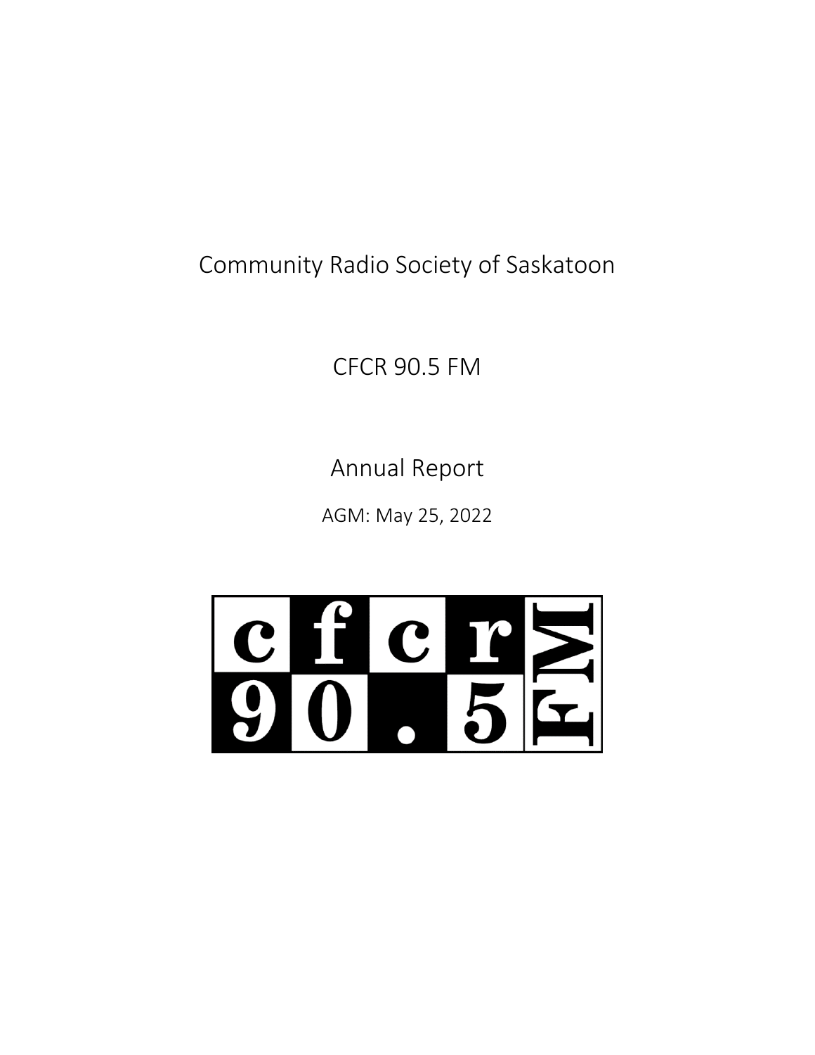# Community Radio Society of Saskatoon

## CFCR 90.5 FM

## Annual Report

AGM: May 25, 2022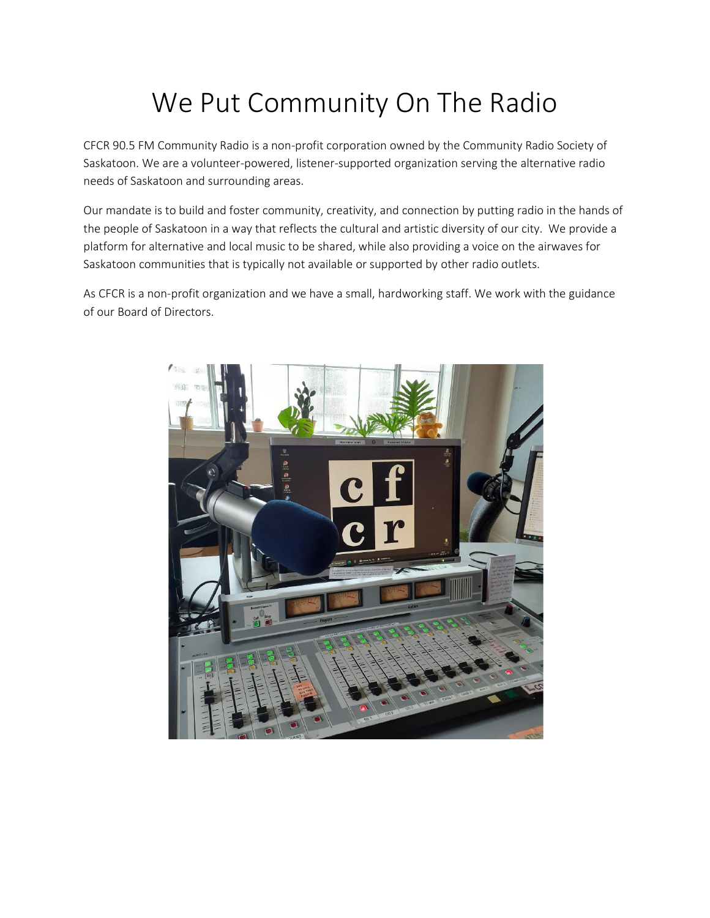# We Put Community On The Radio

CFCR 90.5 FM Community Radio is a non-profit corporation owned by the Community Radio Society of Saskatoon. We are a volunteer-powered, listener-supported organization serving the alternative radio needs of Saskatoon and surrounding areas.

Our mandate is to build and foster community, creativity, and connection by putting radio in the hands of the people of Saskatoon in a way that reflects the cultural and artistic diversity of our city. We provide a platform for alternative and local music to be shared, while also providing a voice on the airwaves for Saskatoon communities that is typically not available or supported by other radio outlets.

As CFCR is a non-profit organization and we have a small, hardworking staff. We work with the guidance of our Board of Directors.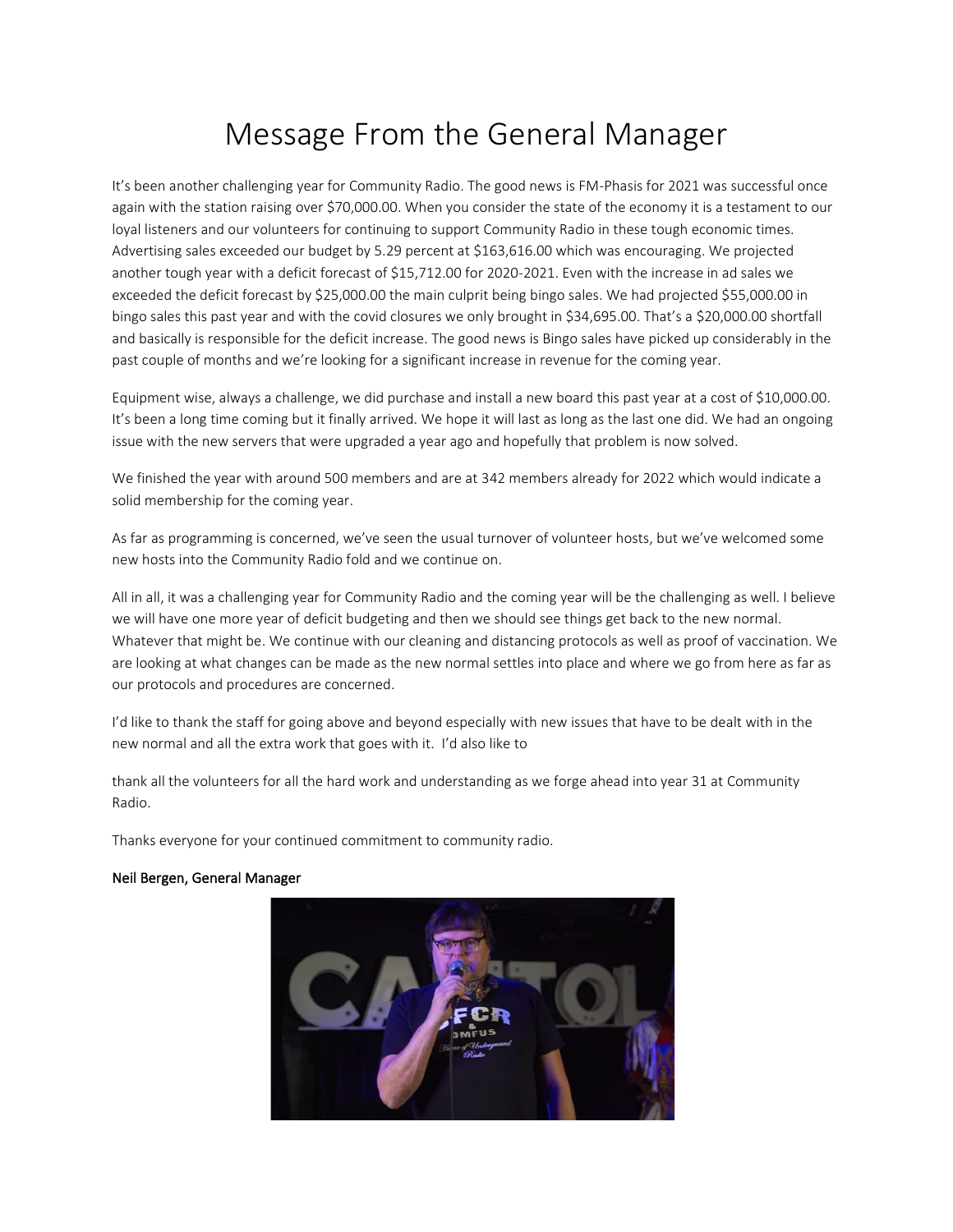# Message From the General Manager

It's been another challenging year for Community Radio. The good news is FM-Phasis for 2021 was successful once again with the station raising over $70,000.00. When you consider the state of the economy it is a testament to our loyal listeners and our volunteers for continuing to support Community Radio in these tough economic times. Advertising sales exceeded our budget by 5.29 percent at $163,616.00 which was encouraging. We projected another tough year with a deficit forecast of $15,712.00 for 2020-2021. Even with the increase in ad sales we exceeded the deficit forecast by $25,000.00 the main culprit being bingo sales. We had projected $55,000.00 in bingo sales this past year and with the covid closures we only brought in $34,695.00. That's a $20,000.00 shortfall and basically is responsible for the deficit increase. The good news is Bingo sales have picked up considerably in the past couple of months and we're looking for a significant increase in revenue for the coming year.

Equipment wise, always a challenge, we did purchase and install a new board this past year at a cost of $10,000.00. It's been a long time coming but it finally arrived. We hope it will last as long as the last one did. We had an ongoing issue with the new servers that were upgraded a year ago and hopefully that problem is now solved.

We finished the year with around 500 members and are at 342 members already for 2022 which would indicate a solid membership for the coming year.

As far as programming is concerned, we've seen the usual turnover of volunteer hosts, but we've welcomed some new hosts into the Community Radio fold and we continue on.

All in all, it was a challenging year for Community Radio and the coming year will be the challenging as well. I believe we will have one more year of deficit budgeting and then we should see things get back to the new normal. Whatever that might be. We continue with our cleaning and distancing protocols as well as proof of vaccination. We are looking at what changes can be made as the new normal settles into place and where we go from here as far as our protocols and procedures are concerned.

I'd like to thank the staff for going above and beyond especially with new issues that have to be dealt with in the new normal and all the extra work that goes with it. I'd also like to

thank all the volunteers for all the hard work and understanding as we forge ahead into year 31 at Community Radio.

Thanks everyone for your continued commitment to community radio.

**Neil Bergen, General Manager**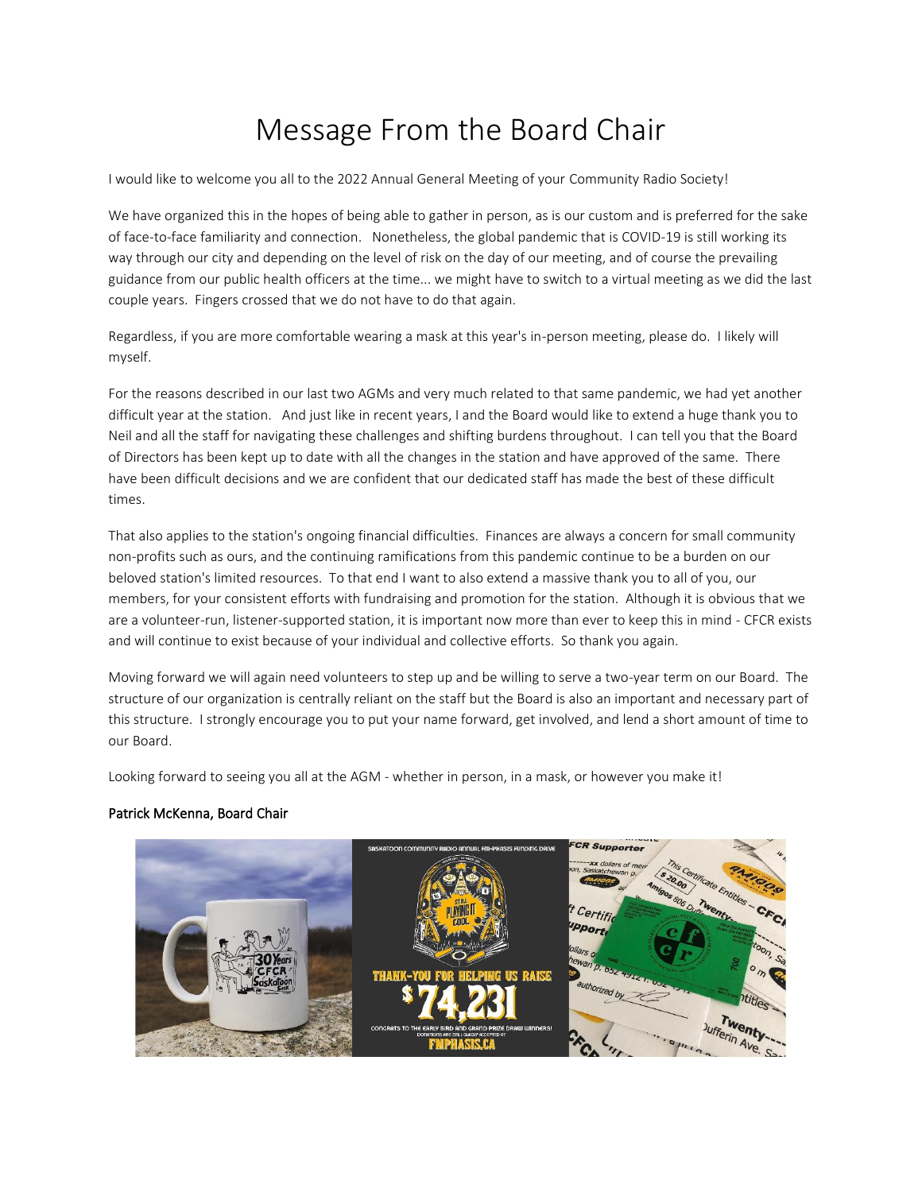# Message From the Board Chair

I would like to welcome you all to the 2022 Annual General Meeting of your Community Radio Society!

We have organized this in the hopes of being able to gather in person, as is our custom and is preferred for the sake of face-to-face familiarity and connection. Nonetheless, the global pandemic that is COVID-19 is still working its way through our city and depending on the level of risk on the day of our meeting, and of course the prevailing guidance from our public health officers at the time... we might have to switch to a virtual meeting as we did the last couple years. Fingers crossed that we do not have to do that again.

Regardless, if you are more comfortable wearing a mask at this year's in-person meeting, please do. I likely will myself.

For the reasons described in our last two AGMs and very much related to that same pandemic, we had yet another difficult year at the station. And just like in recent years, I and the Board would like to extend a huge thank you to Neil and all the staff for navigating these challenges and shifting burdens throughout. I can tell you that the Board of Directors has been kept up to date with all the changes in the station and have approved of the same. There have been difficult decisions and we are confident that our dedicated staff has made the best of these difficult times.

That also applies to the station's ongoing financial difficulties. Finances are always a concern for small community non-profits such as ours, and the continuing ramifications from this pandemic continue to be a burden on our beloved station's limited resources. To that end I want to also extend a massive thank you to all of you, our members, for your consistent efforts with fundraising and promotion for the station. Although it is obvious that we are a volunteer-run, listener-supported station, it is important now more than ever to keep this in mind - CFCR exists and will continue to exist because of your individual and collective efforts. So thank you again.

Moving forward we will again need volunteers to step up and be willing to serve a two-year term on our Board. The structure of our organization is centrally reliant on the staff but the Board is also an important and necessary part of this structure. I strongly encourage you to put your name forward, get involved, and lend a short amount of time to our Board.

Looking forward to seeing you all at the AGM - whether in person, in a mask, or however you make it!

Patrick McKenna, Board Chair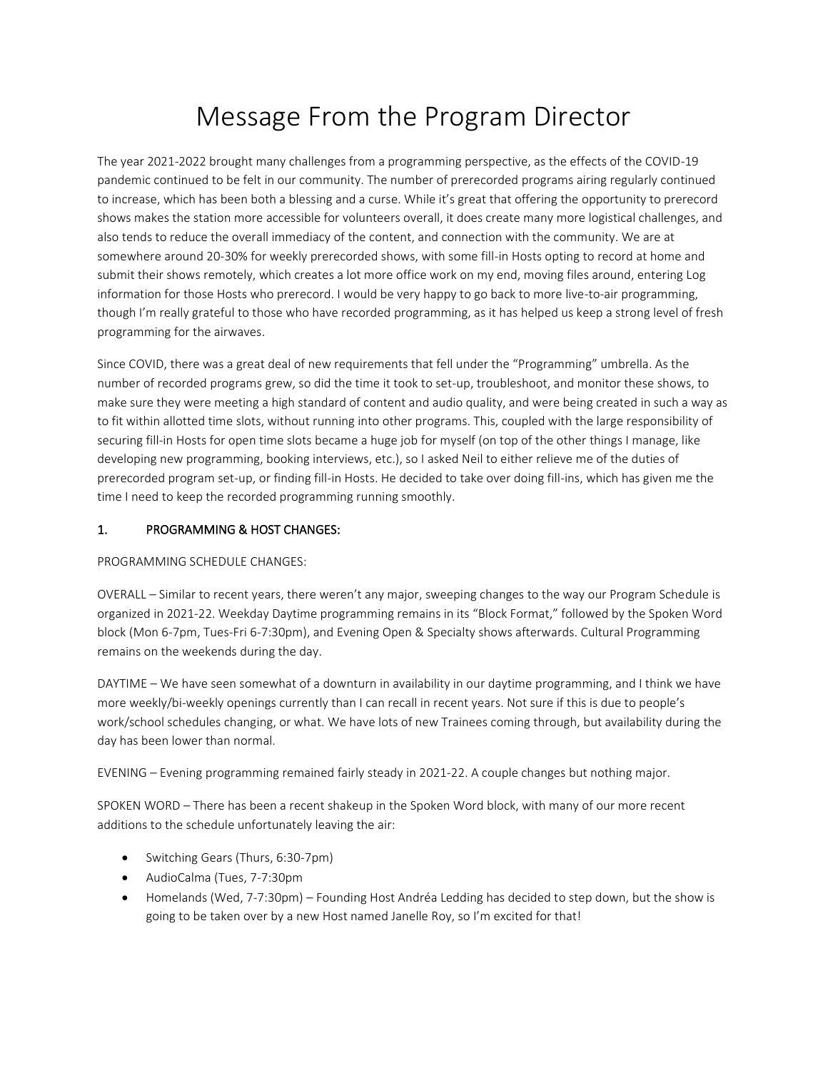# Message From the Program Director

The year 2021-2022 brought many challenges from a programming perspective, as the effects of the COVID-19 pandemic continued to be felt in our community. The number of prerecorded programs airing regularly continued to increase, which has been both a blessing and a curse. While it's great that offering the opportunity to prerecord shows makes the station more accessible for volunteers overall, it does create many more logistical challenges, and also tends to reduce the overall immediacy of the content, and connection with the community. We are at somewhere around 20-30% for weekly prerecorded shows, with some fill-in Hosts opting to record at home and submit their shows remotely, which creates a lot more office work on my end, moving files around, entering Log information for those Hosts who prerecord. I would be very happy to go back to more live-to-air programming, though I'm really grateful to those who have recorded programming, as it has helped us keep a strong level of fresh programming for the airwaves.

Since COVID, there was a great deal of new requirements that fell under the "Programming" umbrella. As the number of recorded programs grew, so did the time it took to set-up, troubleshoot, and monitor these shows, to make sure they were meeting a high standard of content and audio quality, and were being created in such a way as to fit within allotted time slots, without running into other programs. This, coupled with the large responsibility of securing fill-in Hosts for open time slots became a huge job for myself (on top of the other things I manage, like developing new programming, booking interviews, etc.), so I asked Neil to either relieve me of the duties of prerecorded program set-up, or finding fill-in Hosts. He decided to take over doing fill-ins, which has given me the time I need to keep the recorded programming running smoothly.

## 1. PROGRAMMING & HOST CHANGES:

PROGRAMMING SCHEDULE CHANGES:

OVERALL – Similar to recent years, there weren't any major, sweeping changes to the way our Program Schedule is organized in 2021-22. Weekday Daytime programming remains in its "Block Format," followed by the Spoken Word block (Mon 6-7pm, Tues-Fri 6-7:30pm), and Evening Open & Specialty shows afterwards. Cultural Programming remains on the weekends during the day.

DAYTIME – We have seen somewhat of a downturn in availability in our daytime programming, and I think we have more weekly/bi-weekly openings currently than I can recall in recent years. Not sure if this is due to people's work/school schedules changing, or what. We have lots of new Trainees coming through, but availability during the day has been lower than normal.

EVENING – Evening programming remained fairly steady in 2021-22. A couple changes but nothing major.

SPOKEN WORD – There has been a recent shakeup in the Spoken Word block, with many of our more recent additions to the schedule unfortunately leaving the air:

- Switching Gears (Thurs, 6:30-7pm)
- AudioCalma (Tues, 7-7:30pm
- Homelands (Wed, 7-7:30pm) – Founding Host Andréa Ledding has decided to step down, but the show is going to be taken over by a new Host named Janelle Roy, so I'm excited for that!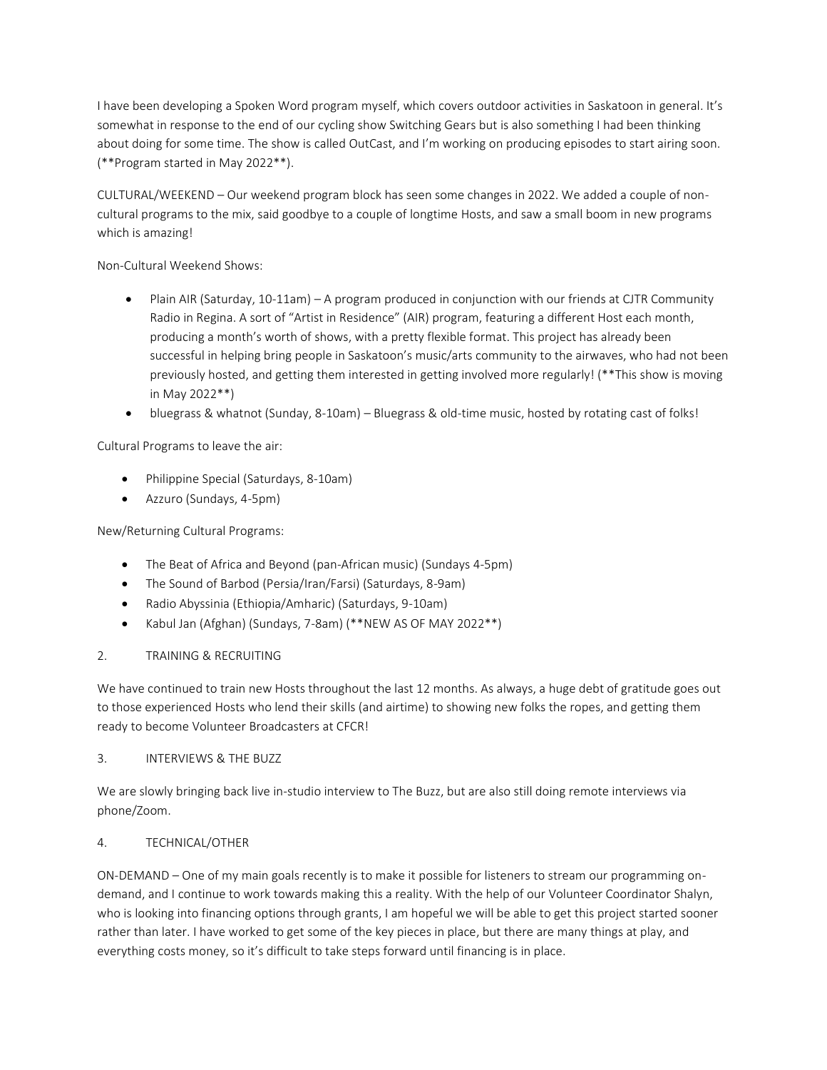I have been developing a Spoken Word program myself, which covers outdoor activities in Saskatoon in general. It's somewhat in response to the end of our cycling show Switching Gears but is also something I had been thinking about doing for some time. The show is called OutCast, and I'm working on producing episodes to start airing soon. (**Program started in May 2022**).

CULTURAL/WEEKEND – Our weekend program block has seen some changes in 2022. We added a couple of non-cultural programs to the mix, said goodbye to a couple of longtime Hosts, and saw a small boom in new programs which is amazing!

Non-Cultural Weekend Shows:

- Plain AIR (Saturday, 10-11am) – A program produced in conjunction with our friends at CJTR Community Radio in Regina. A sort of "Artist in Residence" (AIR) program, featuring a different Host each month, producing a month's worth of shows, with a pretty flexible format. This project has already been successful in helping bring people in Saskatoon's music/arts community to the airwaves, who had not been previously hosted, and getting them interested in getting involved more regularly! (**This show is moving in May 2022**)
- bluegrass & whatnot (Sunday, 8-10am) – Bluegrass & old-time music, hosted by rotating cast of folks!

Cultural Programs to leave the air:

- Philippine Special (Saturdays, 8-10am)
- Azzuro (Sundays, 4-5pm)

New/Returning Cultural Programs:

- The Beat of Africa and Beyond (pan-African music) (Sundays 4-5pm)
- The Sound of Barbod (Persia/Iran/Farsi) (Saturdays, 8-9am)
- Radio Abyssinia (Ethiopia/Amharic) (Saturdays, 9-10am)
- Kabul Jan (Afghan) (Sundays, 7-8am) (**NEW AS OF MAY 2022**)

## 2. TRAINING & RECRUITING

We have continued to train new Hosts throughout the last 12 months. As always, a huge debt of gratitude goes out to those experienced Hosts who lend their skills (and airtime) to showing new folks the ropes, and getting them ready to become Volunteer Broadcasters at CFCR!

## 3. INTERVIEWS & THE BUZZ

We are slowly bringing back live in-studio interview to The Buzz, but are also still doing remote interviews via phone/Zoom.

## 4. TECHNICAL/OTHER

ON-DEMAND – One of my main goals recently is to make it possible for listeners to stream our programming on-demand, and I continue to work towards making this a reality. With the help of our Volunteer Coordinator Shalyn, who is looking into financing options through grants, I am hopeful we will be able to get this project started sooner rather than later. I have worked to get some of the key pieces in place, but there are many things at play, and everything costs money, so it's difficult to take steps forward until financing is in place.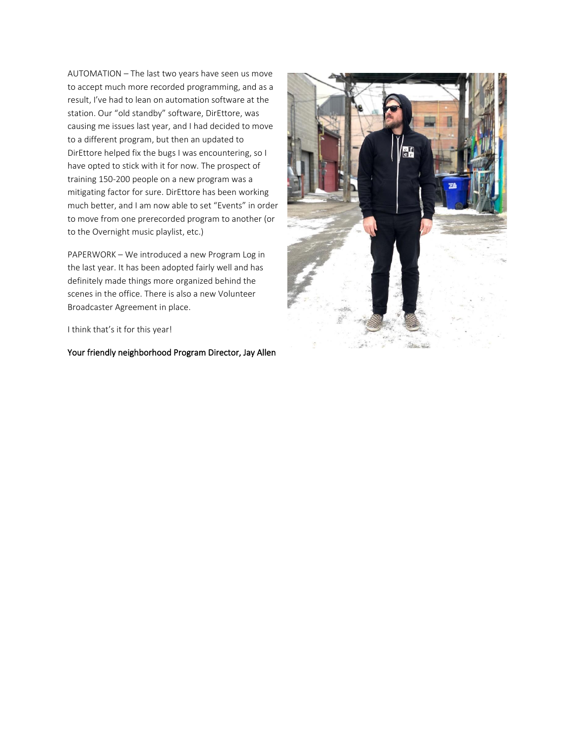AUTOMATION – The last two years have seen us move to accept much more recorded programming, and as a result, I've had to lean on automation software at the station. Our "old standby" software, DirEttore, was causing me issues last year, and I had decided to move to a different program, but then an updated to DirEttore helped fix the bugs I was encountering, so I have opted to stick with it for now. The prospect of training 150-200 people on a new program was a mitigating factor for sure. DirEttore has been working much better, and I am now able to set "Events" in order to move from one prerecorded program to another (or to the Overnight music playlist, etc.)

PAPERWORK – We introduced a new Program Log in the last year. It has been adopted fairly well and has definitely made things more organized behind the scenes in the office. There is also a new Volunteer Broadcaster Agreement in place.

I think that's it for this year!

Your friendly neighborhood Program Director, Jay Allen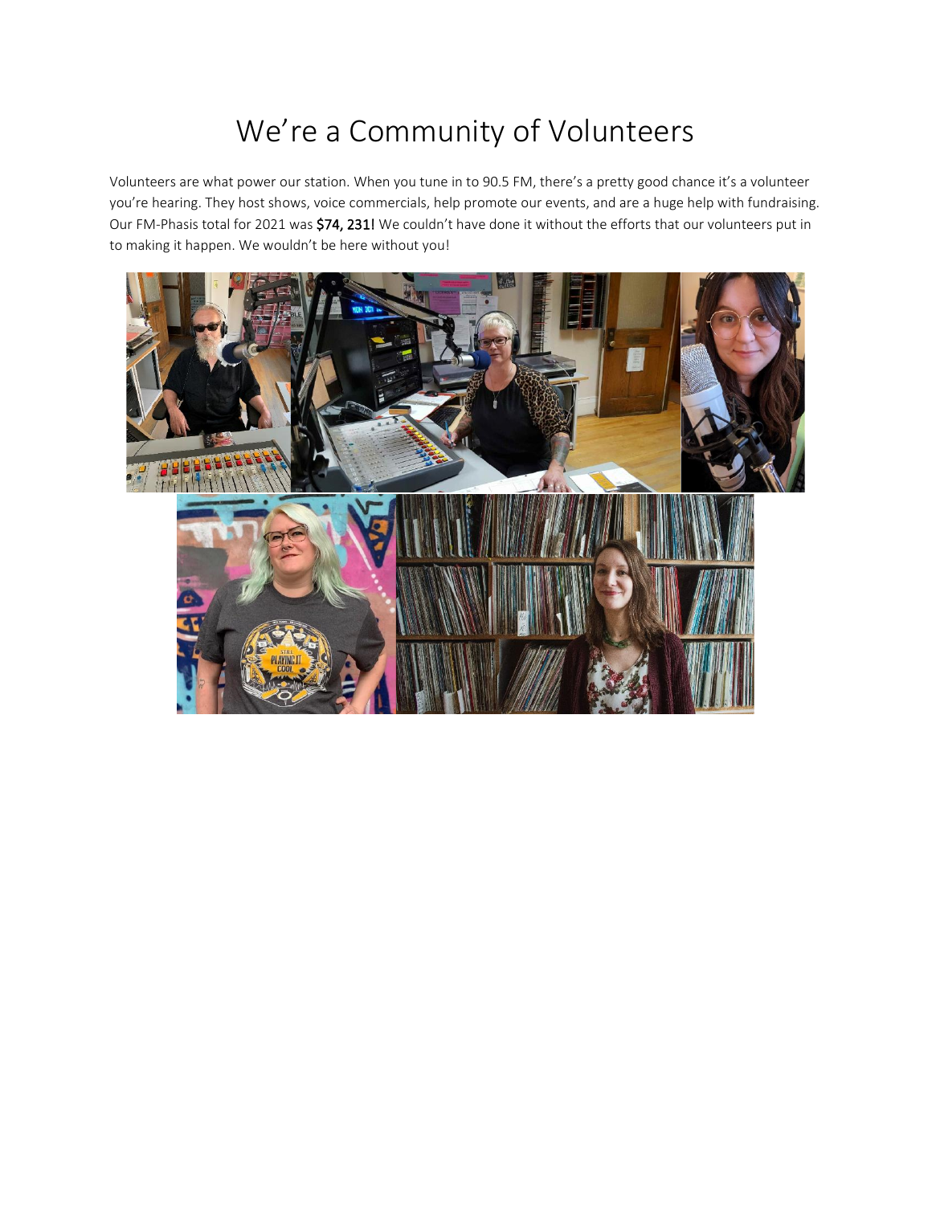# We're a Community of Volunteers

Volunteers are what power our station. When you tune in to 90.5 FM, there's a pretty good chance it's a volunteer you're hearing. They host shows, voice commercials, help promote our events, and are a huge help with fundraising. Our FM-Phasis total for 2021 was **$74, 231!** We couldn't have done it without the efforts that our volunteers put in to making it happen. We wouldn't be here without you!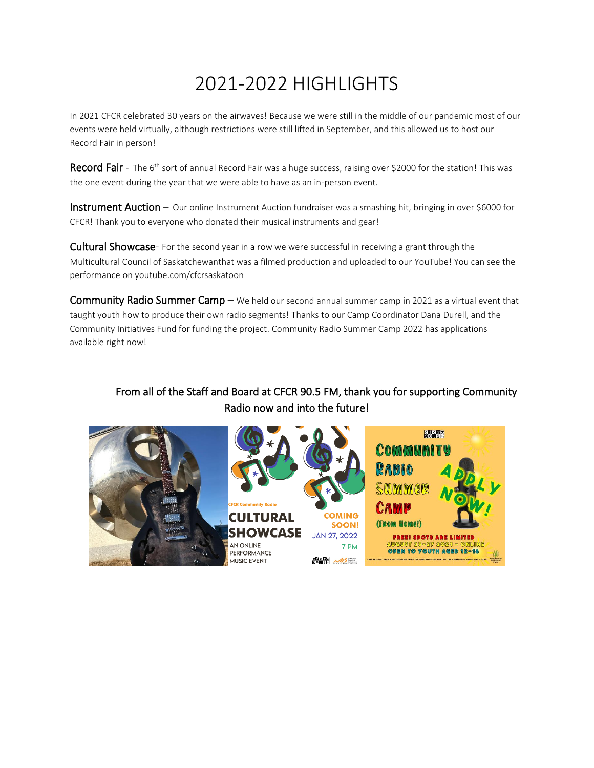# 2021-2022 HIGHLIGHTS

In 2021 CFCR celebrated 30 years on the airwaves! Because we were still in the middle of our pandemic most of our events were held virtually, although restrictions were still lifted in September, and this allowed us to host our Record Fair in person!

**Record Fair** - The 6th sort of annual Record Fair was a huge success, raising over $2000 for the station! This was the one event during the year that we were able to have as an in-person event.

**Instrument Auction** – Our online Instrument Auction fundraiser was a smashing hit, bringing in over $6000 for CFCR! Thank you to everyone who donated their musical instruments and gear!

**Cultural Showcase**- For the second year in a row we were successful in receiving a grant through the Multicultural Council of Saskatchewanthat was a filmed production and uploaded to our YouTube! You can see the performance on youtube.com/cfcrsaskatoon

**Community Radio Summer Camp** – We held our second annual summer camp in 2021 as a virtual event that taught youth how to produce their own radio segments! Thanks to our Camp Coordinator Dana Durell, and the Community Initiatives Fund for funding the project. Community Radio Summer Camp 2022 has applications available right now!

From all of the Staff and Board at CFCR 90.5 FM, thank you for supporting Community Radio now and into the future!